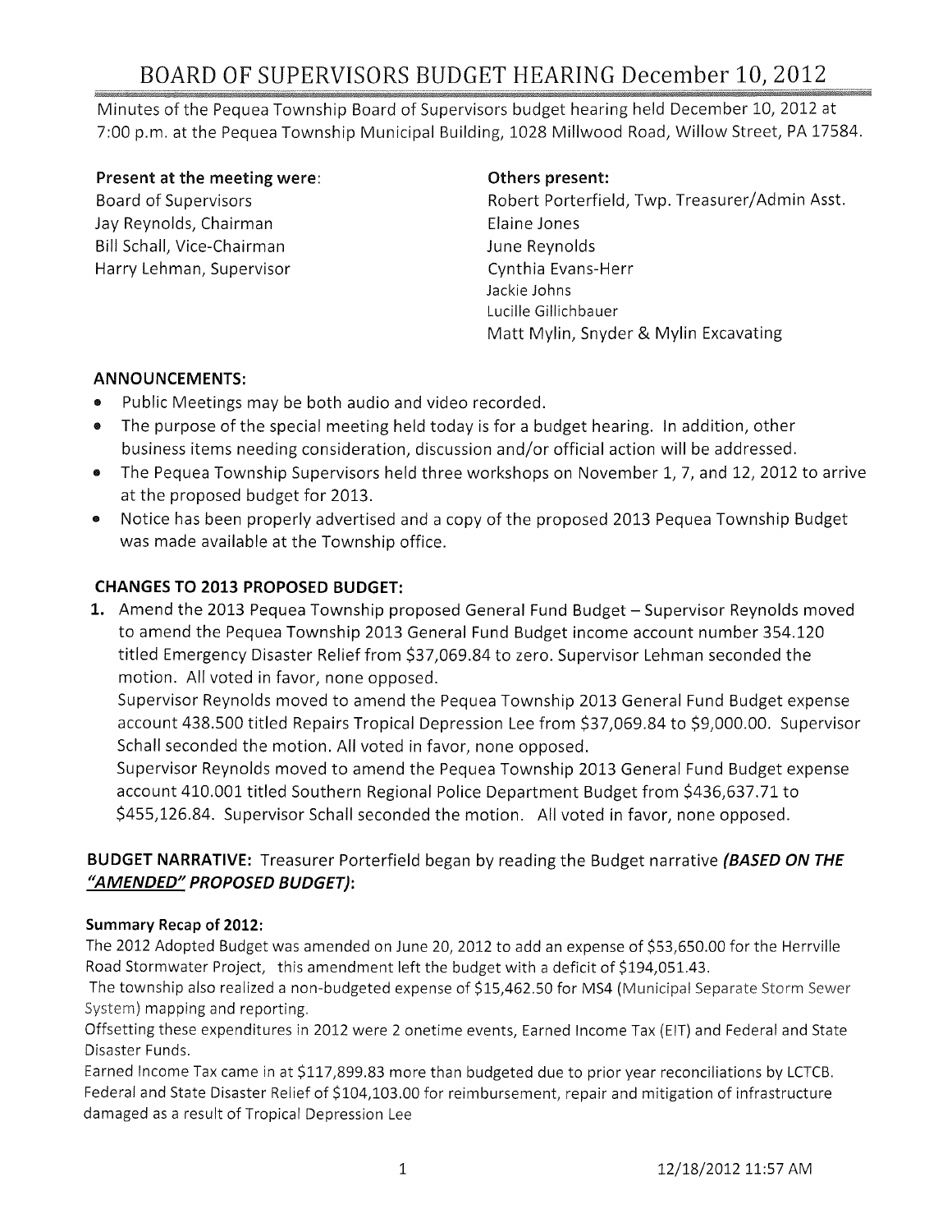# BOARD OF SUPERVISORS BUDGET HEARING December 10, 2012

Minutes of the Pequea Township Board of Supervisors budget hearing held December 10, 2012 at 7:00 p.m. at the Pequea Township Municipal Building, 1028 Millwood Road, Willow Street, PA 17584.

**Present at the meeting were:**
Board of Supervisors
Jay Reynolds, Chairman
Bill Schall, Vice-Chairman
Harry Lehman, Supervisor

**Others present:**
Robert Porterfield, Twp. Treasurer/Admin Asst.
Elaine Jones
June Reynolds
Cynthia Evans-Herr
Jackie Johns
Lucille Gillichbauer
Matt Mylin, Snyder & Mylin Excavating

### ANNOUNCEMENTS:

- Public Meetings may be both audio and video recorded.
- The purpose of the special meeting held today is for a budget hearing. In addition, other business items needing consideration, discussion and/or official action will be addressed.
- The Pequea Township Supervisors held three workshops on November 1, 7, and 12, 2012 to arrive at the proposed budget for 2013.
- Notice has been properly advertised and a copy of the proposed 2013 Pequea Township Budget was made available at the Township office.

### CHANGES TO 2013 PROPOSED BUDGET:

1. Amend the 2013 Pequea Township proposed General Fund Budget – Supervisor Reynolds moved to amend the Pequea Township 2013 General Fund Budget income account number 354.120 titled Emergency Disaster Relief from $37,069.84 to zero. Supervisor Lehman seconded the motion. All voted in favor, none opposed.
   Supervisor Reynolds moved to amend the Pequea Township 2013 General Fund Budget expense account 438.500 titled Repairs Tropical Depression Lee from $37,069.84 to $9,000.00. Supervisor Schall seconded the motion. All voted in favor, none opposed.
   Supervisor Reynolds moved to amend the Pequea Township 2013 General Fund Budget expense account 410.001 titled Southern Regional Police Department Budget from $436,637.71 to $455,126.84. Supervisor Schall seconded the motion. All voted in favor, none opposed.

### BUDGET NARRATIVE: Treasurer Porterfield began by reading the Budget narrative *(BASED ON THE "AMENDED" PROPOSED BUDGET)*:

**Summary Recap of 2012:**

The 2012 Adopted Budget was amended on June 20, 2012 to add an expense of $53,650.00 for the Herrville Road Stormwater Project, this amendment left the budget with a deficit of $194,051.43.

The township also realized a non-budgeted expense of $15,462.50 for MS4 (Municipal Separate Storm Sewer System) mapping and reporting.

Offsetting these expenditures in 2012 were 2 onetime events, Earned Income Tax (EIT) and Federal and State Disaster Funds.

Earned Income Tax came in at $117,899.83 more than budgeted due to prior year reconciliations by LCTCB.

Federal and State Disaster Relief of $104,103.00 for reimbursement, repair and mitigation of infrastructure damaged as a result of Tropical Depression Lee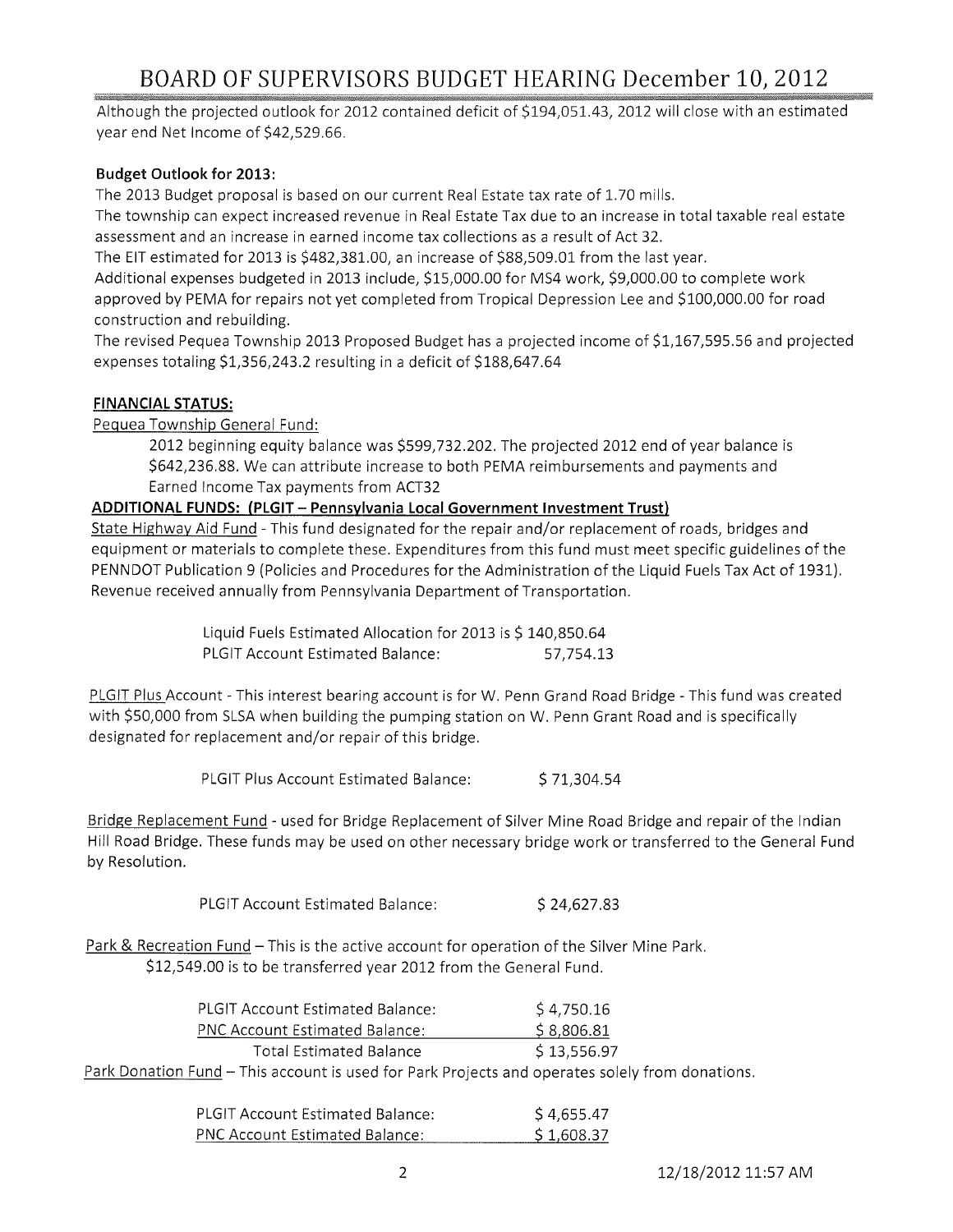Although the projected outlook for 2012 contained deficit of $194,051.43, 2012 will close with an estimated year end Net Income of $42,529.66.

**Budget Outlook for 2013:**

The 2013 Budget proposal is based on our current Real Estate tax rate of 1.70 mills.

The township can expect increased revenue in Real Estate Tax due to an increase in total taxable real estate assessment and an increase in earned income tax collections as a result of Act 32.

The EIT estimated for 2013 is $482,381.00, an increase of $88,509.01 from the last year.

Additional expenses budgeted in 2013 include, $15,000.00 for MS4 work, $9,000.00 to complete work approved by PEMA for repairs not yet completed from Tropical Depression Lee and $100,000.00 for road construction and rebuilding.

The revised Pequea Township 2013 Proposed Budget has a projected income of $1,167,595.56 and projected expenses totaling $1,356,243.2 resulting in a deficit of $188,647.64

## FINANCIAL STATUS:

Pequea Township General Fund:

2012 beginning equity balance was $599,732.202. The projected 2012 end of year balance is $642,236.88. We can attribute increase to both PEMA reimbursements and payments and Earned Income Tax payments from ACT32

### ADDITIONAL FUNDS: (PLGIT – Pennsylvania Local Government Investment Trust)

State Highway Aid Fund - This fund designated for the repair and/or replacement of roads, bridges and equipment or materials to complete these. Expenditures from this fund must meet specific guidelines of the PENNDOT Publication 9 (Policies and Procedures for the Administration of the Liquid Fuels Tax Act of 1931). Revenue received annually from Pennsylvania Department of Transportation.

| | |
|---|---|
| Liquid Fuels Estimated Allocation for 2013 is | $ 140,850.64 |
| PLGIT Account Estimated Balance: | 57,754.13 |

PLGIT Plus Account - This interest bearing account is for W. Penn Grand Road Bridge - This fund was created with $50,000 from SLSA when building the pumping station on W. Penn Grant Road and is specifically designated for replacement and/or repair of this bridge.

| | |
|---|---|
| PLGIT Plus Account Estimated Balance: | $ 71,304.54 |

Bridge Replacement Fund - used for Bridge Replacement of Silver Mine Road Bridge and repair of the Indian Hill Road Bridge. These funds may be used on other necessary bridge work or transferred to the General Fund by Resolution.

| | |
|---|---|
| PLGIT Account Estimated Balance: | $ 24,627.83 |

Park & Recreation Fund – This is the active account for operation of the Silver Mine Park.
$12,549.00 is to be transferred year 2012 from the General Fund.

| | |
|---|---|
| PLGIT Account Estimated Balance: | $ 4,750.16 |
| PNC Account Estimated Balance: | $ 8,806.81 |
| Total Estimated Balance | $ 13,556.97 |

Park Donation Fund – This account is used for Park Projects and operates solely from donations.

| | |
|---|---|
| PLGIT Account Estimated Balance: | $ 4,655.47 |
| PNC Account Estimated Balance: | $ 1,608.37 |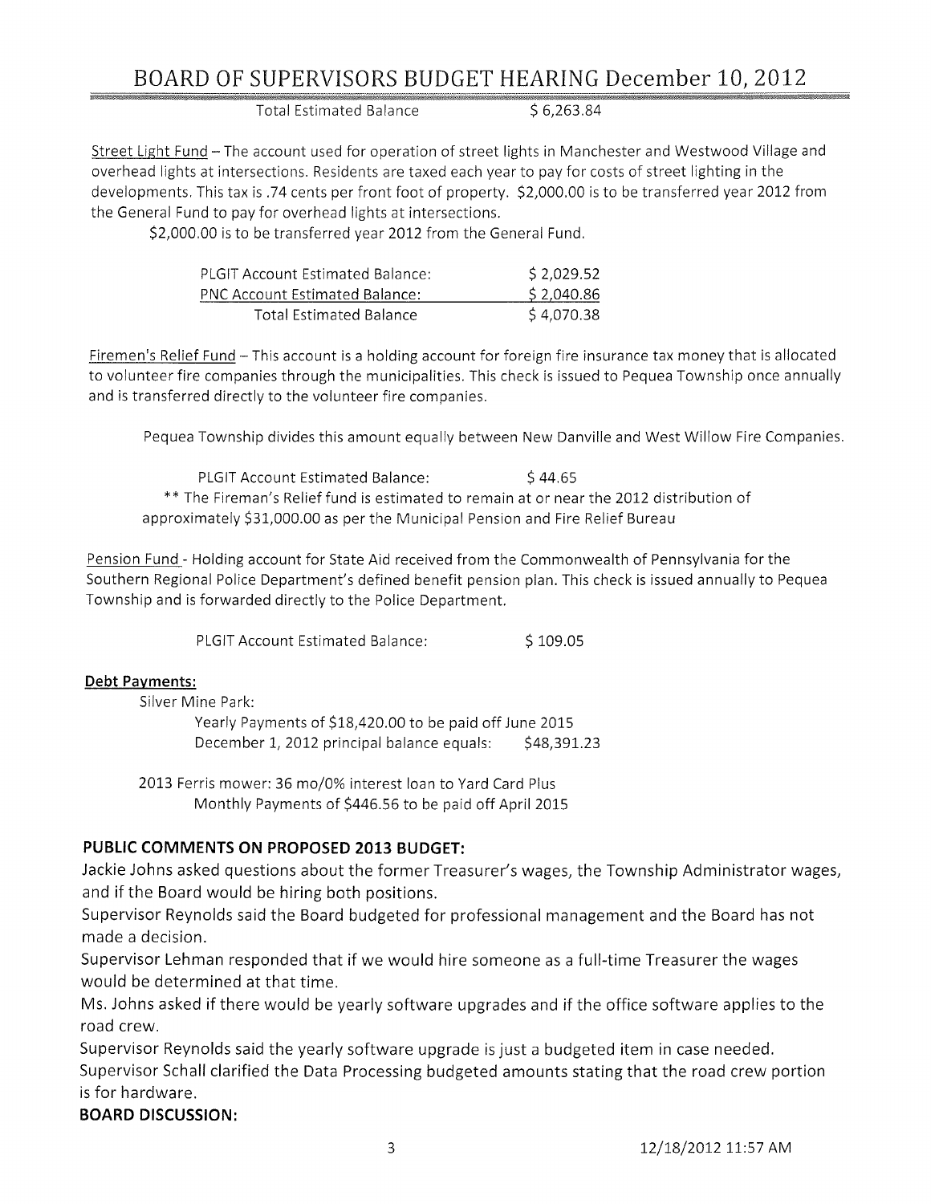| | |
|---|---|
| Total Estimated Balance | $ 6,263.84 |

Street Light Fund – The account used for operation of street lights in Manchester and Westwood Village and overhead lights at intersections. Residents are taxed each year to pay for costs of street lighting in the developments. This tax is .74 cents per front foot of property. $2,000.00 is to be transferred year 2012 from the General Fund to pay for overhead lights at intersections.

$2,000.00 is to be transferred year 2012 from the General Fund.

| | |
|---|---|
| PLGIT Account Estimated Balance: | $ 2,029.52 |
| PNC Account Estimated Balance: | $ 2,040.86 |
| Total Estimated Balance | $ 4,070.38 |

Firemen's Relief Fund – This account is a holding account for foreign fire insurance tax money that is allocated to volunteer fire companies through the municipalities. This check is issued to Pequea Township once annually and is transferred directly to the volunteer fire companies.

Pequea Township divides this amount equally between New Danville and West Willow Fire Companies.

PLGIT Account Estimated Balance: $ 44.65

** The Fireman's Relief fund is estimated to remain at or near the 2012 distribution of approximately $31,000.00 as per the Municipal Pension and Fire Relief Bureau

Pension Fund - Holding account for State Aid received from the Commonwealth of Pennsylvania for the Southern Regional Police Department's defined benefit pension plan. This check is issued annually to Pequea Township and is forwarded directly to the Police Department.

PLGIT Account Estimated Balance: $ 109.05

**Debt Payments:**

Silver Mine Park:

Yearly Payments of $18,420.00 to be paid off June 2015

December 1, 2012 principal balance equals: $48,391.23

2013 Ferris mower: 36 mo/0% interest loan to Yard Card Plus

Monthly Payments of $446.56 to be paid off April 2015

**PUBLIC COMMENTS ON PROPOSED 2013 BUDGET:**

Jackie Johns asked questions about the former Treasurer's wages, the Township Administrator wages, and if the Board would be hiring both positions.

Supervisor Reynolds said the Board budgeted for professional management and the Board has not made a decision.

Supervisor Lehman responded that if we would hire someone as a full-time Treasurer the wages would be determined at that time.

Ms. Johns asked if there would be yearly software upgrades and if the office software applies to the road crew.

Supervisor Reynolds said the yearly software upgrade is just a budgeted item in case needed.

Supervisor Schall clarified the Data Processing budgeted amounts stating that the road crew portion is for hardware.

**BOARD DISCUSSION:**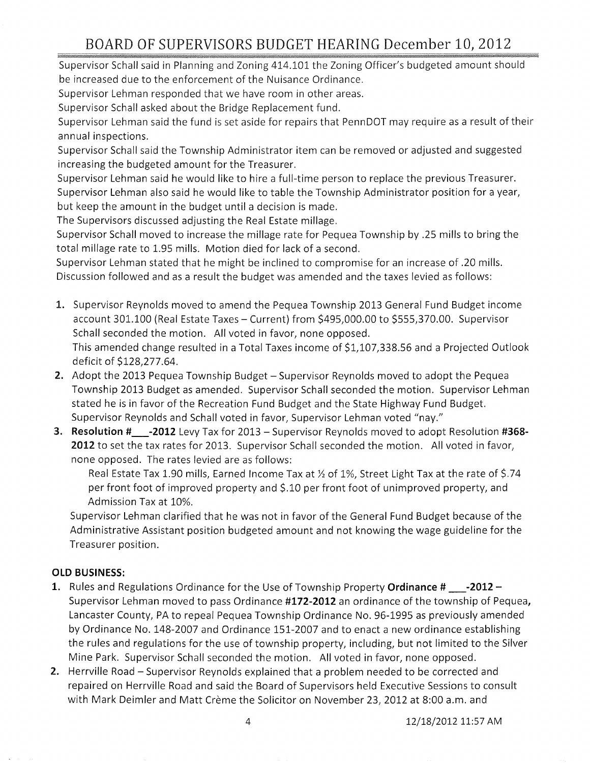# BOARD OF SUPERVISORS BUDGET HEARING December 10, 2012

Supervisor Schall said in Planning and Zoning 414.101 the Zoning Officer's budgeted amount should be increased due to the enforcement of the Nuisance Ordinance.

Supervisor Lehman responded that we have room in other areas.

Supervisor Schall asked about the Bridge Replacement fund.

Supervisor Lehman said the fund is set aside for repairs that PennDOT may require as a result of their annual inspections.

Supervisor Schall said the Township Administrator item can be removed or adjusted and suggested increasing the budgeted amount for the Treasurer.

Supervisor Lehman said he would like to hire a full-time person to replace the previous Treasurer.

Supervisor Lehman also said he would like to table the Township Administrator position for a year, but keep the amount in the budget until a decision is made.

The Supervisors discussed adjusting the Real Estate millage.

Supervisor Schall moved to increase the millage rate for Pequea Township by .25 mills to bring the total millage rate to 1.95 mills. Motion died for lack of a second.

Supervisor Lehman stated that he might be inclined to compromise for an increase of .20 mills.

Discussion followed and as a result the budget was amended and the taxes levied as follows:

1. Supervisor Reynolds moved to amend the Pequea Township 2013 General Fund Budget income account 301.100 (Real Estate Taxes – Current) from $495,000.00 to $555,370.00. Supervisor Schall seconded the motion. All voted in favor, none opposed.
   This amended change resulted in a Total Taxes income of $1,107,338.56 and a Projected Outlook deficit of $128,277.64.
2. Adopt the 2013 Pequea Township Budget – Supervisor Reynolds moved to adopt the Pequea Township 2013 Budget as amended. Supervisor Schall seconded the motion. Supervisor Lehman stated he is in favor of the Recreation Fund Budget and the State Highway Fund Budget. Supervisor Reynolds and Schall voted in favor, Supervisor Lehman voted "nay."
3. **Resolution #\_\_\_-2012** Levy Tax for 2013 – Supervisor Reynolds moved to adopt Resolution **#368-2012** to set the tax rates for 2013. Supervisor Schall seconded the motion. All voted in favor, none opposed. The rates levied are as follows:

   Real Estate Tax 1.90 mills, Earned Income Tax at ½ of 1%, Street Light Tax at the rate of $.74 per front foot of improved property and $.10 per front foot of unimproved property, and Admission Tax at 10%.

   Supervisor Lehman clarified that he was not in favor of the General Fund Budget because of the Administrative Assistant position budgeted amount and not knowing the wage guideline for the Treasurer position.

## OLD BUSINESS:

1. Rules and Regulations Ordinance for the Use of Township Property **Ordinance # \_\_\_-2012** – Supervisor Lehman moved to pass Ordinance **#172-2012** an ordinance of the township of Pequea**,** Lancaster County, PA to repeal Pequea Township Ordinance No. 96-1995 as previously amended by Ordinance No. 148-2007 and Ordinance 151-2007 and to enact a new ordinance establishing the rules and regulations for the use of township property, including, but not limited to the Silver Mine Park. Supervisor Schall seconded the motion. All voted in favor, none opposed.
2. Herrville Road – Supervisor Reynolds explained that a problem needed to be corrected and repaired on Herrville Road and said the Board of Supervisors held Executive Sessions to consult with Mark Deimler and Matt Crème the Solicitor on November 23, 2012 at 8:00 a.m. and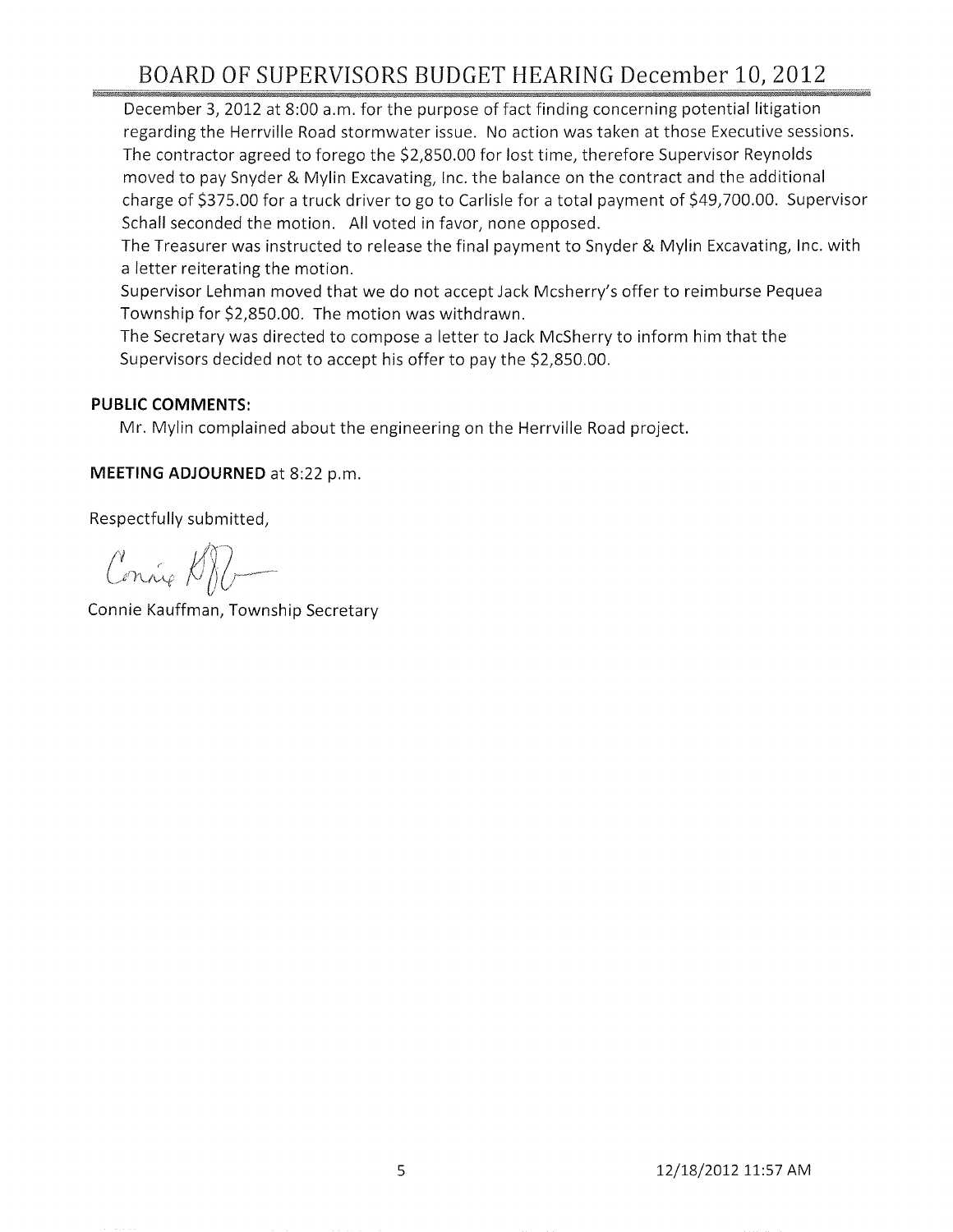December 3, 2012 at 8:00 a.m. for the purpose of fact finding concerning potential litigation regarding the Herrville Road stormwater issue. No action was taken at those Executive sessions. The contractor agreed to forego the $2,850.00 for lost time, therefore Supervisor Reynolds moved to pay Snyder & Mylin Excavating, Inc. the balance on the contract and the additional charge of $375.00 for a truck driver to go to Carlisle for a total payment of $49,700.00. Supervisor Schall seconded the motion. All voted in favor, none opposed.

The Treasurer was instructed to release the final payment to Snyder & Mylin Excavating, Inc. with a letter reiterating the motion.

Supervisor Lehman moved that we do not accept Jack Mcsherry's offer to reimburse Pequea Township for $2,850.00. The motion was withdrawn.

The Secretary was directed to compose a letter to Jack McSherry to inform him that the Supervisors decided not to accept his offer to pay the $2,850.00.

**PUBLIC COMMENTS:**

Mr. Mylin complained about the engineering on the Herrville Road project.

**MEETING ADJOURNED** at 8:22 p.m.

Respectfully submitted,

Connie Kauffman, Township Secretary